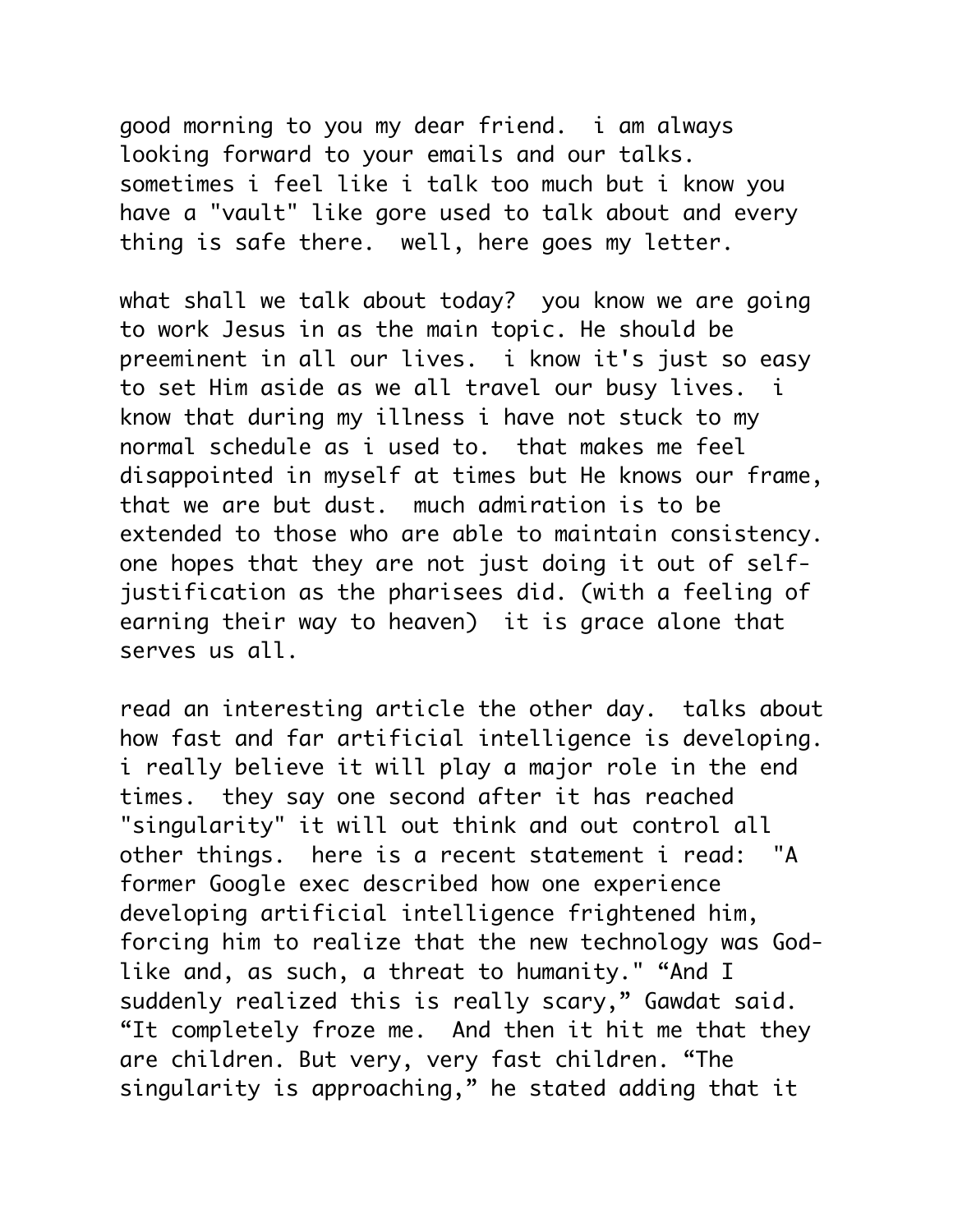good morning to you my dear friend. i am always looking forward to your emails and our talks. sometimes i feel like i talk too much but i know you have a "vault" like gore used to talk about and every thing is safe there. well, here goes my letter.

what shall we talk about today? you know we are going to work Jesus in as the main topic. He should be preeminent in all our lives. i know it's just so easy to set Him aside as we all travel our busy lives. i know that during my illness i have not stuck to my normal schedule as i used to. that makes me feel disappointed in myself at times but He knows our frame, that we are but dust. much admiration is to be extended to those who are able to maintain consistency. one hopes that they are not just doing it out of self-justification as the pharisees did. (with a feeling of earning their way to heaven) it is grace alone that serves us all.

read an interesting article the other day. talks about how fast and far artificial intelligence is developing. i really believe it will play a major role in the end times. they say one second after it has reached "singularity" it will out think and out control all other things. here is a recent statement i read: "A former Google exec described how one experience developing artificial intelligence frightened him, forcing him to realize that the new technology was God-like and, as such, a threat to humanity." "And I suddenly realized this is really scary," Gawdat said. "It completely froze me. And then it hit me that they are children. But very, very fast children. "The singularity is approaching," he stated adding that it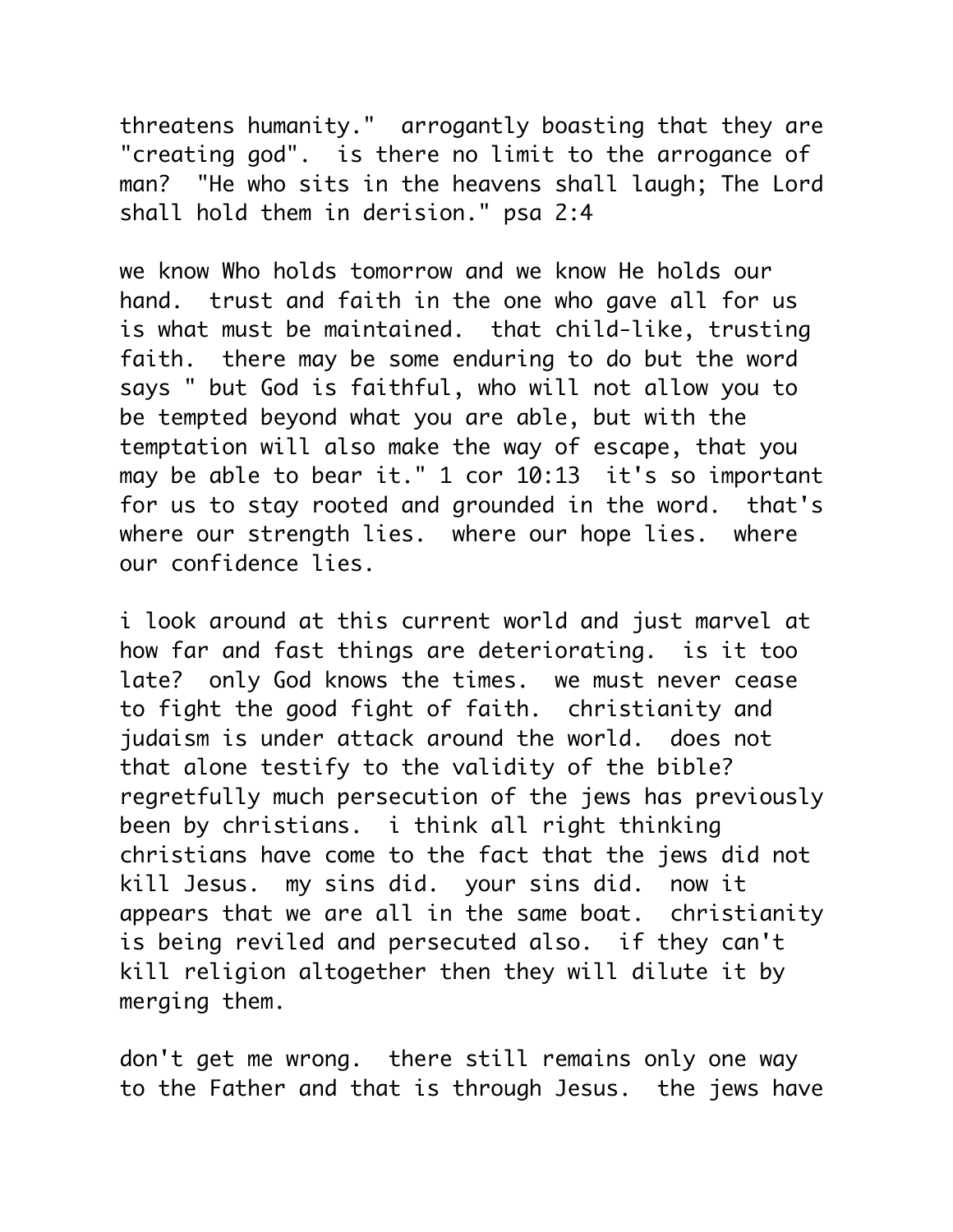threatens humanity." arrogantly boasting that they are "creating god". is there no limit to the arrogance of man? "He who sits in the heavens shall laugh; The Lord shall hold them in derision." psa 2:4

we know Who holds tomorrow and we know He holds our hand. trust and faith in the one who gave all for us is what must be maintained. that child-like, trusting faith. there may be some enduring to do but the word says " but God is faithful, who will not allow you to be tempted beyond what you are able, but with the temptation will also make the way of escape, that you may be able to bear it." 1 cor 10:13 it's so important for us to stay rooted and grounded in the word. that's where our strength lies. where our hope lies. where our confidence lies.

i look around at this current world and just marvel at how far and fast things are deteriorating. is it too late? only God knows the times. we must never cease to fight the good fight of faith. christianity and judaism is under attack around the world. does not that alone testify to the validity of the bible? regretfully much persecution of the jews has previously been by christians. i think all right thinking christians have come to the fact that the jews did not kill Jesus. my sins did. your sins did. now it appears that we are all in the same boat. christianity is being reviled and persecuted also. if they can't kill religion altogether then they will dilute it by merging them.

don't get me wrong. there still remains only one way to the Father and that is through Jesus. the jews have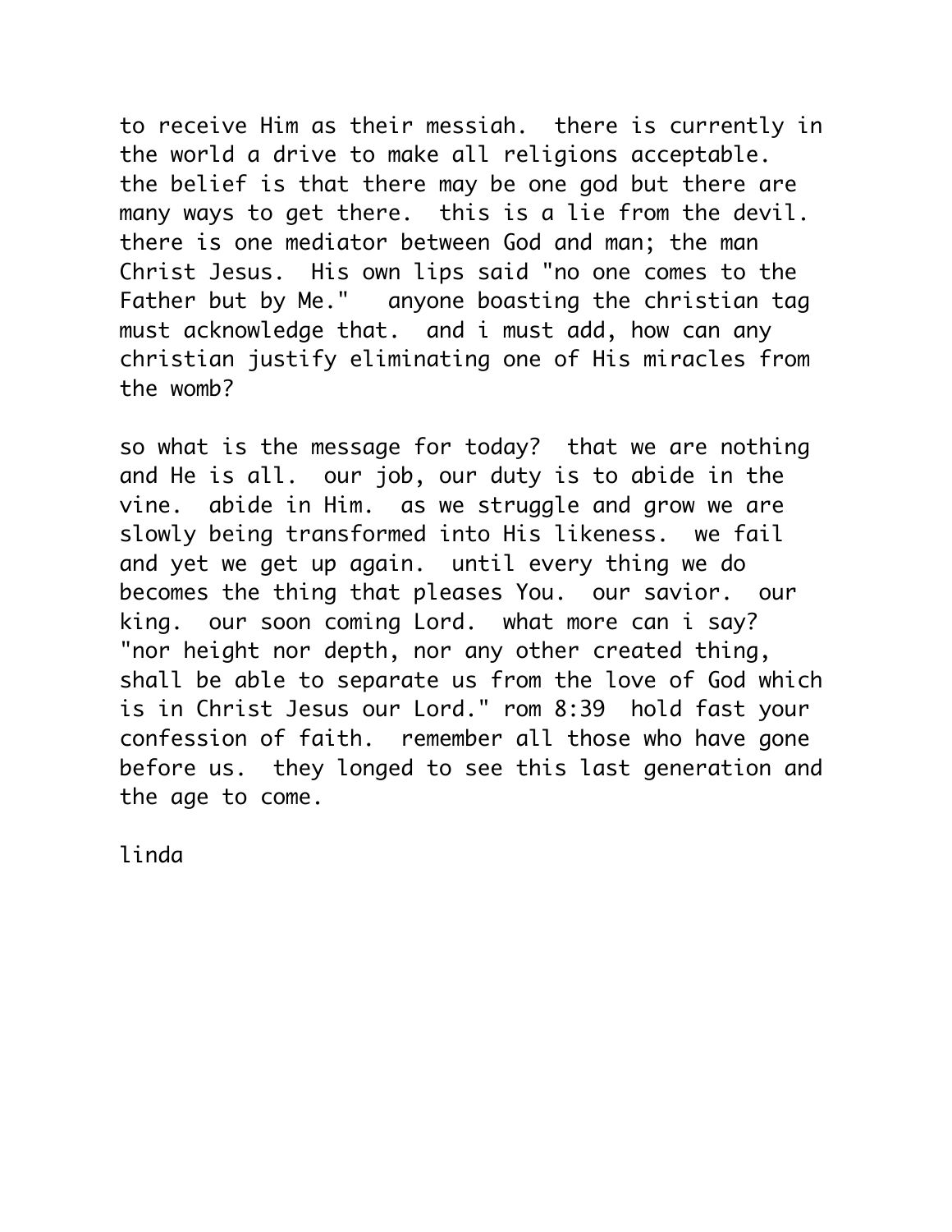to receive Him as their messiah. there is currently in the world a drive to make all religions acceptable. the belief is that there may be one god but there are many ways to get there. this is a lie from the devil. there is one mediator between God and man; the man Christ Jesus. His own lips said "no one comes to the Father but by Me." anyone boasting the christian tag must acknowledge that. and i must add, how can any christian justify eliminating one of His miracles from the womb?

so what is the message for today? that we are nothing and He is all. our job, our duty is to abide in the vine. abide in Him. as we struggle and grow we are slowly being transformed into His likeness. we fail and yet we get up again. until every thing we do becomes the thing that pleases You. our savior. our king. our soon coming Lord. what more can i say? "nor height nor depth, nor any other created thing, shall be able to separate us from the love of God which is in Christ Jesus our Lord." rom 8:39 hold fast your confession of faith. remember all those who have gone before us. they longed to see this last generation and the age to come.

linda